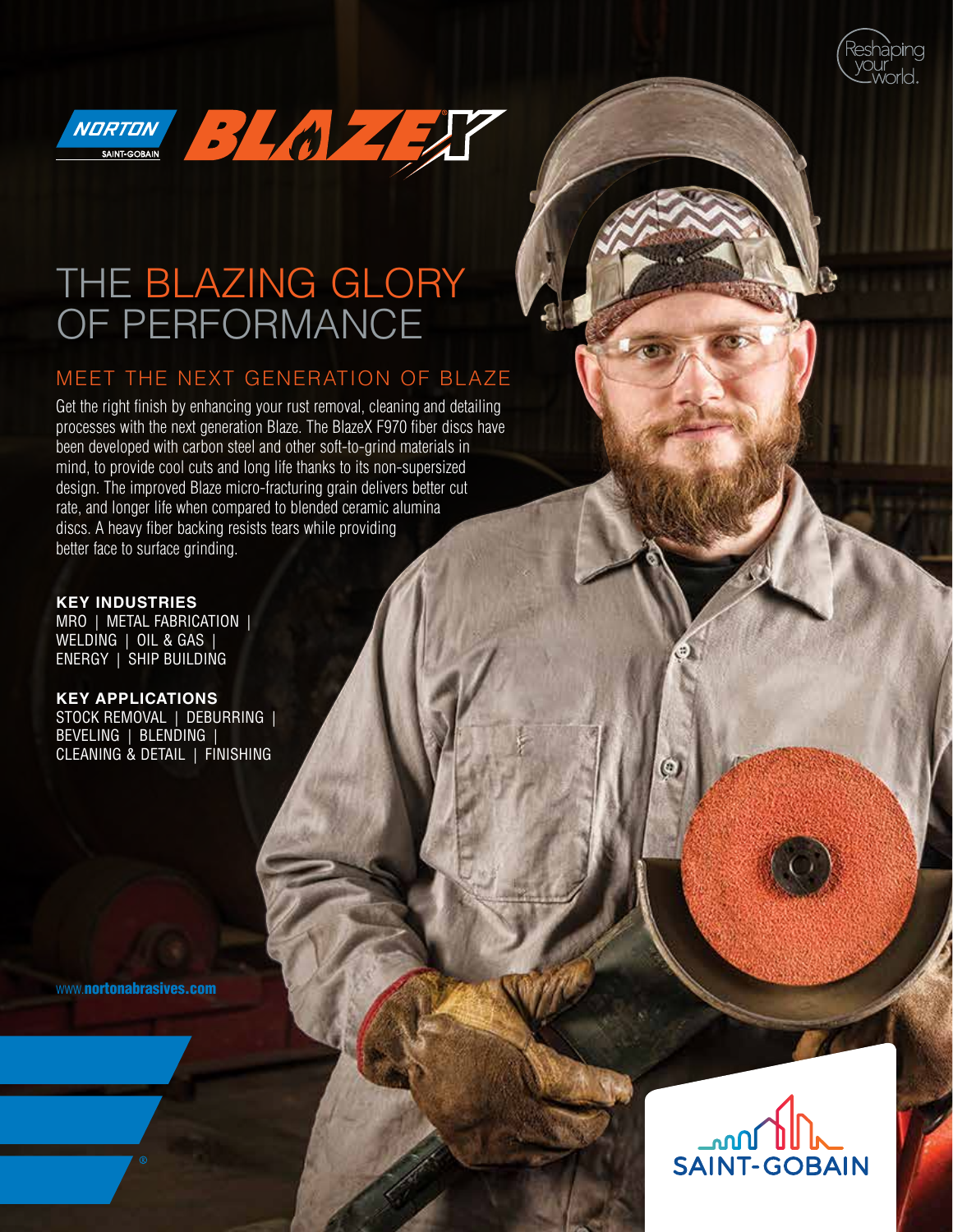Reshaping your world.

NORTON SAINT-GOBAIN BLAZEX

# THE BLAZING GLORY OF PERFORMANCE

## MEET THE NEXT GENERATION OF BLAZE

Get the right finish by enhancing your rust removal, cleaning and detailing processes with the next generation Blaze. The BlazeX F970 fiber discs have been developed with carbon steel and other soft-to-grind materials in mind, to provide cool cuts and long life thanks to its non-supersized design. The improved Blaze micro-fracturing grain delivers better cut rate, and longer life when compared to blended ceramic alumina discs. A heavy fiber backing resists tears while providing better face to surface grinding.

**KEY INDUSTRIES**
MRO | METAL FABRICATION | WELDING | OIL & GAS | ENERGY | SHIP BUILDING

**KEY APPLICATIONS**
STOCK REMOVAL | DEBURRING | BEVELING | BLENDING | CLEANING & DETAIL | FINISHING

www.**nortonabrasives.com**

SAINT-GOBAIN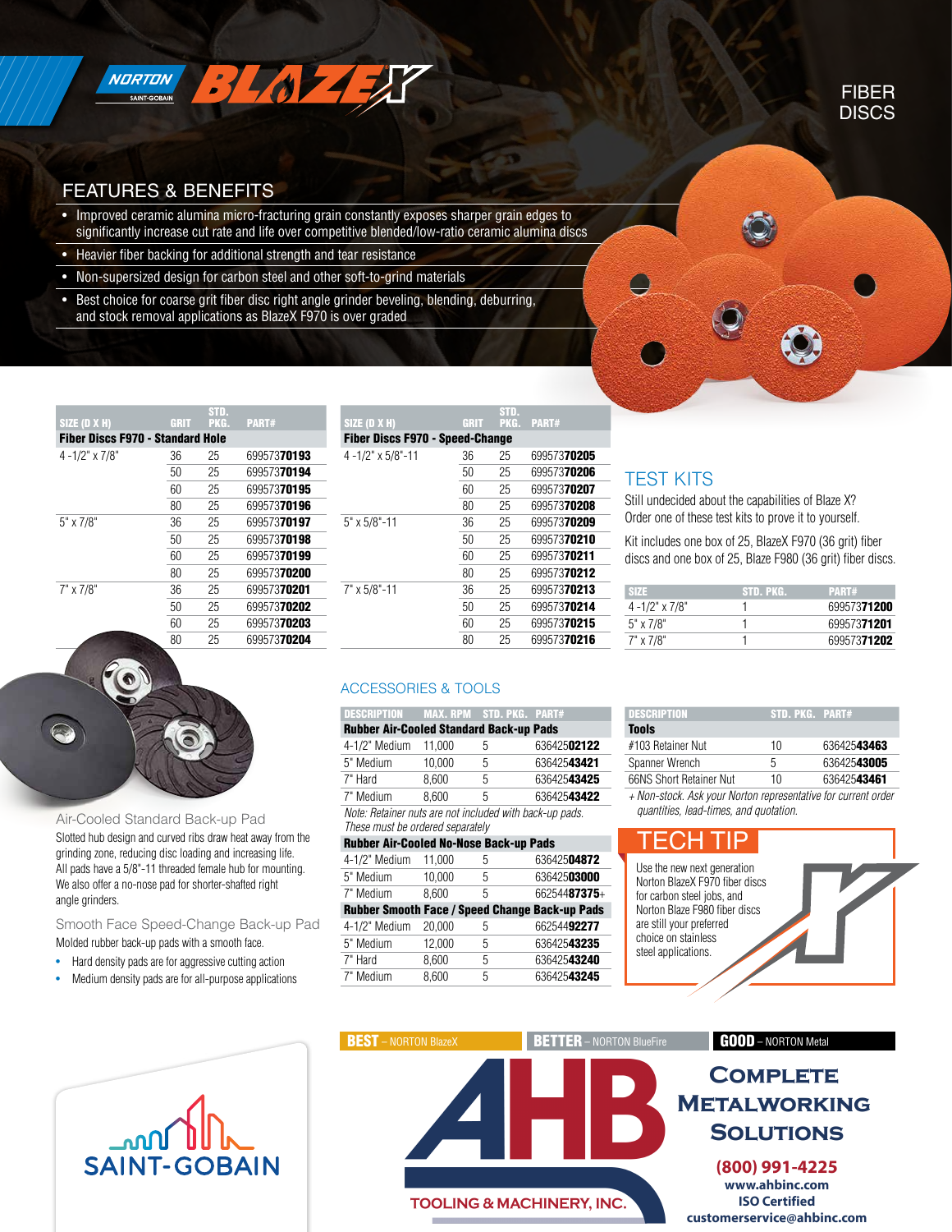NORTON BLAZEX

# FIBER DISCS

## FEATURES & BENEFITS

- Improved ceramic alumina micro-fracturing grain constantly exposes sharper grain edges to significantly increase cut rate and life over competitive blended/low-ratio ceramic alumina discs
- Heavier fiber backing for additional strength and tear resistance
- Non-supersized design for carbon steel and other soft-to-grind materials
- Best choice for coarse grit fiber disc right angle grinder beveling, blending, deburring, and stock removal applications as BlazeX F970 is over graded

| SIZE (D X H) | GRIT | STD. PKG. | PART# |
|---|---|---|---|
| **Fiber Discs F970 - Standard Hole** | | | |
| 4 -1/2" x 7/8" | 36 | 25 | 69957370193 |
| | 50 | 25 | 69957370194 |
| | 60 | 25 | 69957370195 |
| | 80 | 25 | 69957370196 |
| 5" x 7/8" | 36 | 25 | 69957370197 |
| | 50 | 25 | 69957370198 |
| | 60 | 25 | 69957370199 |
| | 80 | 25 | 69957370200 |
| 7" x 7/8" | 36 | 25 | 69957370201 |
| | 50 | 25 | 69957370202 |
| | 60 | 25 | 69957370203 |
| | 80 | 25 | 69957370204 |

| SIZE (D X H) | GRIT | STD. PKG. | PART# |
|---|---|---|---|
| **Fiber Discs F970 - Speed-Change** | | | |
| 4 -1/2" x 5/8"-11 | 36 | 25 | 69957370205 |
| | 50 | 25 | 69957370206 |
| | 60 | 25 | 69957370207 |
| | 80 | 25 | 69957370208 |
| 5" x 5/8"-11 | 36 | 25 | 69957370209 |
| | 50 | 25 | 69957370210 |
| | 60 | 25 | 69957370211 |
| | 80 | 25 | 69957370212 |
| 7" x 5/8"-11 | 36 | 25 | 69957370213 |
| | 50 | 25 | 69957370214 |
| | 60 | 25 | 69957370215 |
| | 80 | 25 | 69957370216 |

## TEST KITS

Still undecided about the capabilities of Blaze X? Order one of these test kits to prove it to yourself.

Kit includes one box of 25, BlazeX F970 (36 grit) fiber discs and one box of 25, Blaze F980 (36 grit) fiber discs.

| SIZE | STD. PKG. | PART# |
|---|---|---|
| 4 -1/2" x 7/8" | 1 | 69957371200 |
| 5" x 7/8" | 1 | 69957371201 |
| 7" x 7/8" | 1 | 69957371202 |

### Air-Cooled Standard Back-up Pad

Slotted hub design and curved ribs draw heat away from the grinding zone, reducing disc loading and increasing life. All pads have a 5/8"-11 threaded female hub for mounting. We also offer a no-nose pad for shorter-shafted right angle grinders.

### Smooth Face Speed-Change Back-up Pad

Molded rubber back-up pads with a smooth face.

- Hard density pads are for aggressive cutting action
- Medium density pads are for all-purpose applications

## ACCESSORIES & TOOLS

| DESCRIPTION | MAX. RPM | STD. PKG. | PART# |
|---|---|---|---|
| **Rubber Air-Cooled Standard Back-up Pads** | | | |
| 4-1/2" Medium | 11,000 | 5 | 63642502122 |
| 5" Medium | 10,000 | 5 | 63642543421 |
| 7" Hard | 8,600 | 5 | 63642543425 |
| 7" Medium | 8,600 | 5 | 63642543422 |
| *Note: Retainer nuts are not included with back-up pads. These must be ordered separately* | | | |
| **Rubber Air-Cooled No-Nose Back-up Pads** | | | |
| 4-1/2" Medium | 11,000 | 5 | 63642504872 |
| 5" Medium | 10,000 | 5 | 63642503000 |
| 7" Medium | 8,600 | 5 | 66254487375+ |
| **Rubber Smooth Face / Speed Change Back-up Pads** | | | |
| 4-1/2" Medium | 20,000 | 5 | 66254492277 |
| 5" Medium | 12,000 | 5 | 63642543235 |
| 7" Hard | 8,600 | 5 | 63642543240 |
| 7" Medium | 8,600 | 5 | 63642543245 |

| DESCRIPTION | STD. PKG. | PART# |
|---|---|---|
| **Tools** | | |
| #103 Retainer Nut | 10 | 63642543463 |
| Spanner Wrench | 5 | 63642543005 |
| 66NS Short Retainer Nut | 10 | 63642543461 |

*+ Non-stock. Ask your Norton representative for current order quantities, lead-times, and quotation.*

## TECH TIP

Use the new next generation Norton BlazeX F970 fiber discs for carbon steel jobs, and Norton Blaze F980 fiber discs are still your preferred choice on stainless steel applications.

**BEST** – NORTON BlazeX **BETTER** – NORTON BlueFire **GOOD** – NORTON Metal

SAINT-GOBAIN

AHB TOOLING & MACHINERY, INC.

**Complete Metalworking Solutions**

**(800) 991-4225**
www.ahbinc.com
ISO Certified
customerservice@ahbinc.com